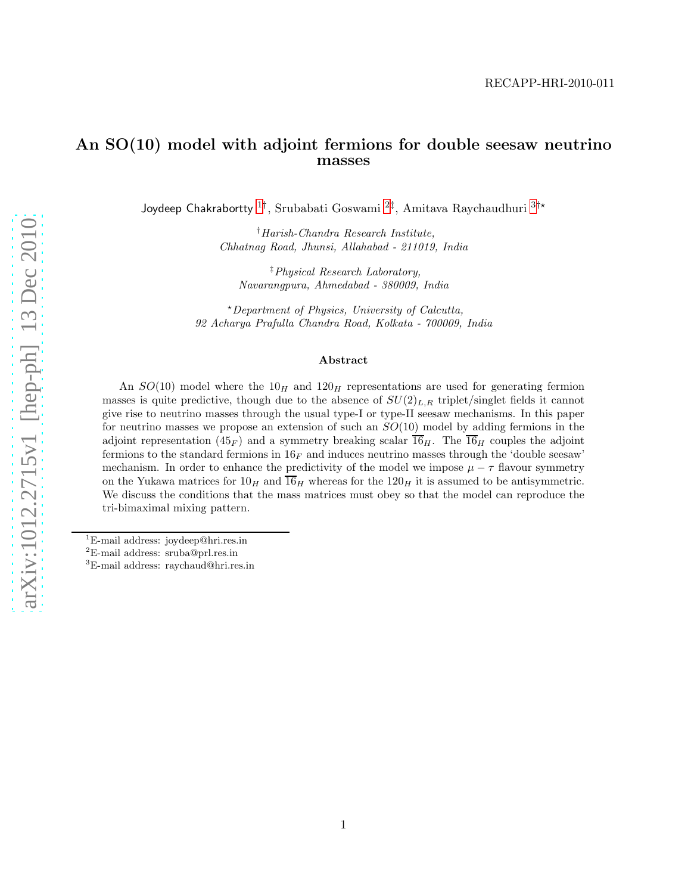RECAPP-HRI-2010-011

# An SO(10) model with adjoint fermions for double seesaw neutrino masses

Joydeep Chakrabortty [1]†, Srubabati Goswami [2]‡, Amitava Raychaudhuri [3]†⋆

†*Harish-Chandra Research Institute, Chhatnag Road, Jhunsi, Allahabad - 211019, India*

‡*Physical Research Laboratory, Navarangpura, Ahmedabad - 380009, India*

⋆*Department of Physics, University of Calcutta, 92 Acharya Prafulla Chandra Road, Kolkata - 700009, India*

### Abstract

An $SO(10)$ model where the $10_H$ and $120_H$ representations are used for generating fermion masses is quite predictive, though due to the absence of $SU(2)_{L,R}$ triplet/singlet fields it cannot give rise to neutrino masses through the usual type-I or type-II seesaw mechanisms. In this paper for neutrino masses we propose an extension of such an $SO(10)$ model by adding fermions in the adjoint representation ($45_F$) and a symmetry breaking scalar $\overline{16}_H$. The $\overline{16}_H$ couples the adjoint fermions to the standard fermions in $16_F$ and induces neutrino masses through the 'double seesaw' mechanism. In order to enhance the predictivity of the model we impose $\mu - \tau$ flavour symmetry on the Yukawa matrices for $10_H$ and $\overline{16}_H$ whereas for the $120_H$ it is assumed to be antisymmetric. We discuss the conditions that the mass matrices must obey so that the model can reproduce the tri-bimaximal mixing pattern.

[1] E-mail address: joydeep@hri.res.in

[2] E-mail address: sruba@prl.res.in

[3] E-mail address: raychaud@hri.res.in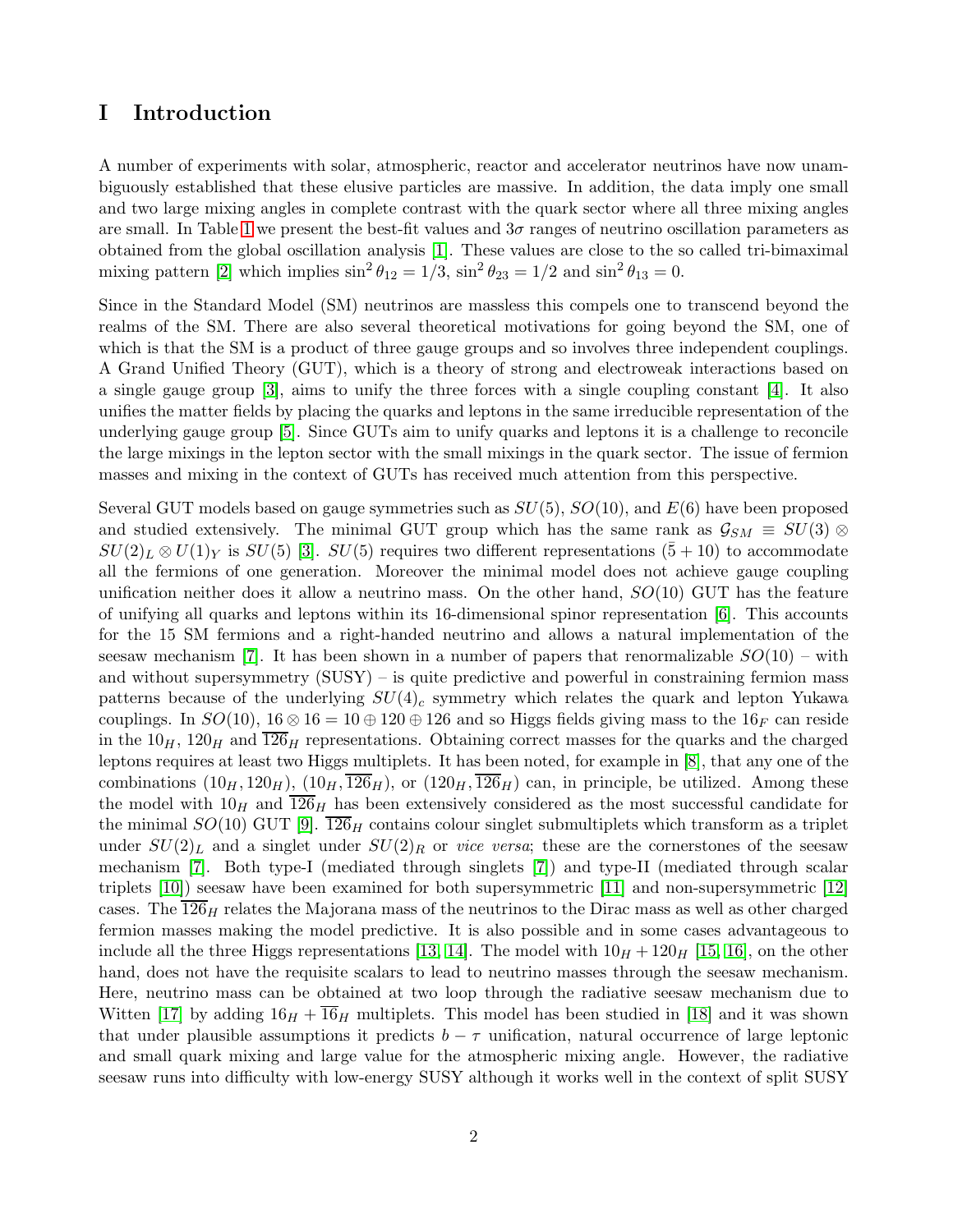# I Introduction

A number of experiments with solar, atmospheric, reactor and accelerator neutrinos have now unambiguously established that these elusive particles are massive. In addition, the data imply one small and two large mixing angles in complete contrast with the quark sector where all three mixing angles are small. In Table 1 we present the best-fit values and $3\sigma$ ranges of neutrino oscillation parameters as obtained from the global oscillation analysis [1]. These values are close to the so called tri-bimaximal mixing pattern [2] which implies $\sin^2\theta_{12} = 1/3$, $\sin^2\theta_{23} = 1/2$ and $\sin^2\theta_{13} = 0$.

Since in the Standard Model (SM) neutrinos are massless this compels one to transcend beyond the realms of the SM. There are also several theoretical motivations for going beyond the SM, one of which is that the SM is a product of three gauge groups and so involves three independent couplings. A Grand Unified Theory (GUT), which is a theory of strong and electroweak interactions based on a single gauge group [3], aims to unify the three forces with a single coupling constant [4]. It also unifies the matter fields by placing the quarks and leptons in the same irreducible representation of the underlying gauge group [5]. Since GUTs aim to unify quarks and leptons it is a challenge to reconcile the large mixings in the lepton sector with the small mixings in the quark sector. The issue of fermion masses and mixing in the context of GUTs has received much attention from this perspective.

Several GUT models based on gauge symmetries such as $SU(5)$, $SO(10)$, and $E(6)$ have been proposed and studied extensively. The minimal GUT group which has the same rank as $\mathcal{G}_{SM} \equiv SU(3) \otimes SU(2)_L \otimes U(1)_Y$ is $SU(5)$ [3]. $SU(5)$ requires two different representations $(\bar{5} + 10)$ to accommodate all the fermions of one generation. Moreover the minimal model does not achieve gauge coupling unification neither does it allow a neutrino mass. On the other hand, $SO(10)$ GUT has the feature of unifying all quarks and leptons within its 16-dimensional spinor representation [6]. This accounts for the 15 SM fermions and a right-handed neutrino and allows a natural implementation of the seesaw mechanism [7]. It has been shown in a number of papers that renormalizable $SO(10)$ – with and without supersymmetry (SUSY) – is quite predictive and powerful in constraining fermion mass patterns because of the underlying $SU(4)_c$ symmetry which relates the quark and lepton Yukawa couplings. In $SO(10)$, $16 \otimes 16 = 10 \oplus 120 \oplus 126$ and so Higgs fields giving mass to the $16_F$ can reside in the $10_H$, $120_H$ and $\overline{126}_H$ representations. Obtaining correct masses for the quarks and the charged leptons requires at least two Higgs multiplets. It has been noted, for example in [8], that any one of the combinations $(10_H, 120_H)$, $(10_H, \overline{126}_H)$, or $(120_H, \overline{126}_H)$ can, in principle, be utilized. Among these the model with $10_H$ and $\overline{126}_H$ has been extensively considered as the most successful candidate for the minimal $SO(10)$ GUT [9]. $\overline{126}_H$ contains colour singlet submultiplets which transform as a triplet under $SU(2)_L$ and a singlet under $SU(2)_R$ or *vice versa*; these are the cornerstones of the seesaw mechanism [7]. Both type-I (mediated through singlets [7]) and type-II (mediated through scalar triplets [10]) seesaw have been examined for both supersymmetric [11] and non-supersymmetric [12] cases. The $\overline{126}_H$ relates the Majorana mass of the neutrinos to the Dirac mass as well as other charged fermion masses making the model predictive. It is also possible and in some cases advantageous to include all the three Higgs representations [13, 14]. The model with $10_H + 120_H$ [15, 16], on the other hand, does not have the requisite scalars to lead to neutrino masses through the seesaw mechanism. Here, neutrino mass can be obtained at two loop through the radiative seesaw mechanism due to Witten [17] by adding $16_H + \overline{16}_H$ multiplets. This model has been studied in [18] and it was shown that under plausible assumptions it predicts $b - \tau$ unification, natural occurrence of large leptonic and small quark mixing and large value for the atmospheric mixing angle. However, the radiative seesaw runs into difficulty with low-energy SUSY although it works well in the context of split SUSY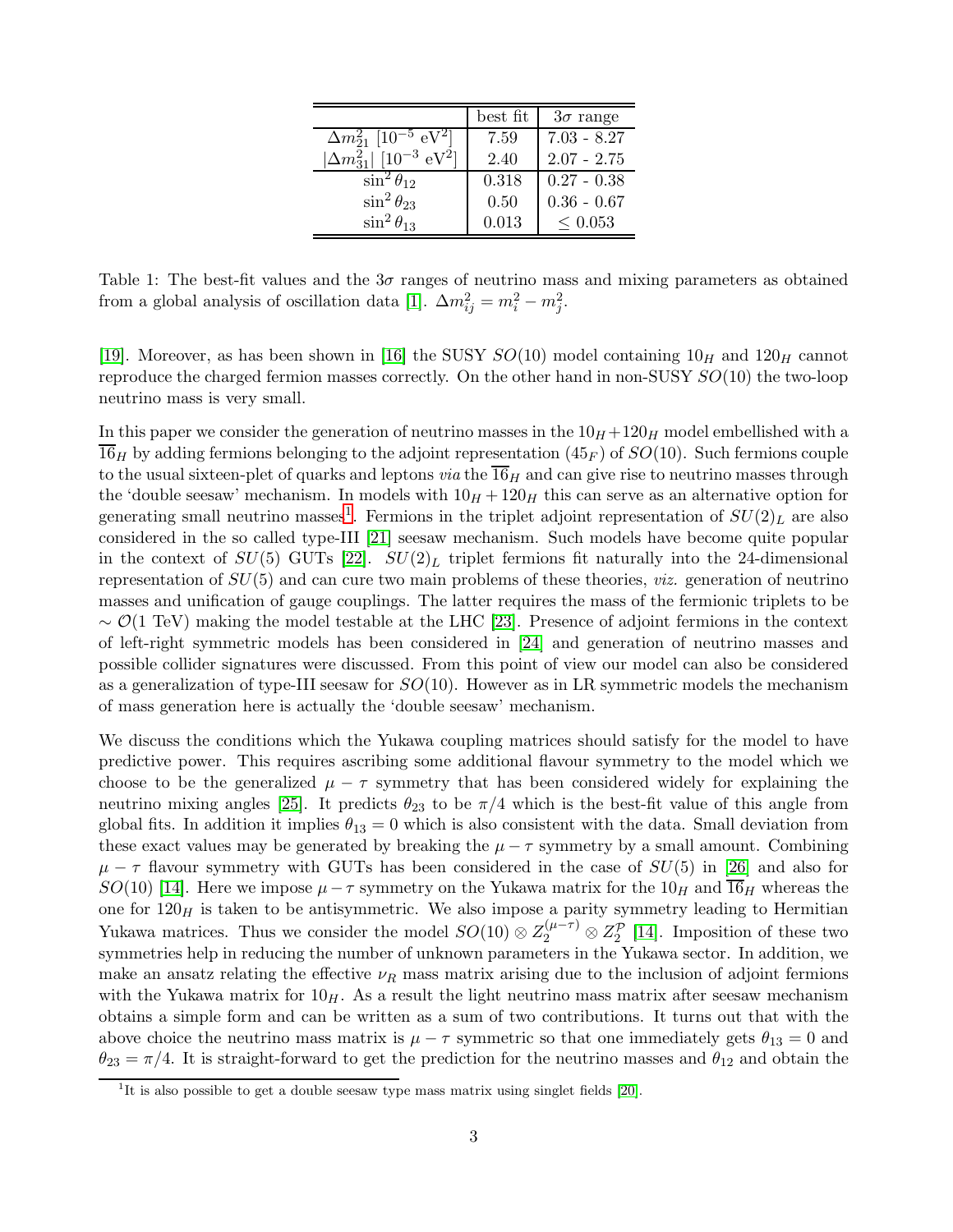| | best fit | $3\sigma$ range |
|---|---|---|
| $\Delta m^2_{21}$ [$10^{-5}$ eV$^2$] | 7.59 | 7.03 - 8.27 |
| $\lvert\Delta m^2_{31}\rvert$ [$10^{-3}$ eV$^2$] | 2.40 | 2.07 - 2.75 |
| $\sin^2\theta_{12}$ | 0.318 | 0.27 - 0.38 |
| $\sin^2\theta_{23}$ | 0.50 | 0.36 - 0.67 |
| $\sin^2\theta_{13}$ | 0.013 | $\leq$ 0.053 |

Table 1: The best-fit values and the $3\sigma$ ranges of neutrino mass and mixing parameters as obtained from a global analysis of oscillation data [1]. $\Delta m^2_{ij} = m^2_i - m^2_j$.

[19]. Moreover, as has been shown in [16] the SUSY $SO(10)$ model containing $10_H$ and $120_H$ cannot reproduce the charged fermion masses correctly. On the other hand in non-SUSY $SO(10)$ the two-loop neutrino mass is very small.

In this paper we consider the generation of neutrino masses in the $10_H + 120_H$ model embellished with a $\overline{16}_H$ by adding fermions belonging to the adjoint representation ($45_F$) of $SO(10)$. Such fermions couple to the usual sixteen-plet of quarks and leptons *via* the $\overline{16}_H$ and can give rise to neutrino masses through the 'double seesaw' mechanism. In models with $10_H + 120_H$ this can serve as an alternative option for generating small neutrino masses[1]. Fermions in the triplet adjoint representation of $SU(2)_L$ are also considered in the so called type-III [21] seesaw mechanism. Such models have become quite popular in the context of $SU(5)$ GUTs [22]. $SU(2)_L$ triplet fermions fit naturally into the 24-dimensional representation of $SU(5)$ and can cure two main problems of these theories, *viz.* generation of neutrino masses and unification of gauge couplings. The latter requires the mass of the fermionic triplets to be $\sim \mathcal{O}(1$ TeV$)$ making the model testable at the LHC [23]. Presence of adjoint fermions in the context of left-right symmetric models has been considered in [24] and generation of neutrino masses and possible collider signatures were discussed. From this point of view our model can also be considered as a generalization of type-III seesaw for $SO(10)$. However as in LR symmetric models the mechanism of mass generation here is actually the 'double seesaw' mechanism.

We discuss the conditions which the Yukawa coupling matrices should satisfy for the model to have predictive power. This requires ascribing some additional flavour symmetry to the model which we choose to be the generalized $\mu - \tau$ symmetry that has been considered widely for explaining the neutrino mixing angles [25]. It predicts $\theta_{23}$ to be $\pi/4$ which is the best-fit value of this angle from global fits. In addition it implies $\theta_{13} = 0$ which is also consistent with the data. Small deviation from these exact values may be generated by breaking the $\mu - \tau$ symmetry by a small amount. Combining $\mu - \tau$ flavour symmetry with GUTs has been considered in the case of $SU(5)$ in [26] and also for $SO(10)$ [14]. Here we impose $\mu - \tau$ symmetry on the Yukawa matrix for the $10_H$ and $\overline{16}_H$ whereas the one for $120_H$ is taken to be antisymmetric. We also impose a parity symmetry leading to Hermitian Yukawa matrices. Thus we consider the model $SO(10) \otimes Z_2^{(\mu-\tau)} \otimes Z_2^{\mathcal{P}}$ [14]. Imposition of these two symmetries help in reducing the number of unknown parameters in the Yukawa sector. In addition, we make an ansatz relating the effective $\nu_R$ mass matrix arising due to the inclusion of adjoint fermions with the Yukawa matrix for $10_H$. As a result the light neutrino mass matrix after seesaw mechanism obtains a simple form and can be written as a sum of two contributions. It turns out that with the above choice the neutrino mass matrix is $\mu - \tau$ symmetric so that one immediately gets $\theta_{13} = 0$ and $\theta_{23} = \pi/4$. It is straight-forward to get the prediction for the neutrino masses and $\theta_{12}$ and obtain the

[1]It is also possible to get a double seesaw type mass matrix using singlet fields [20].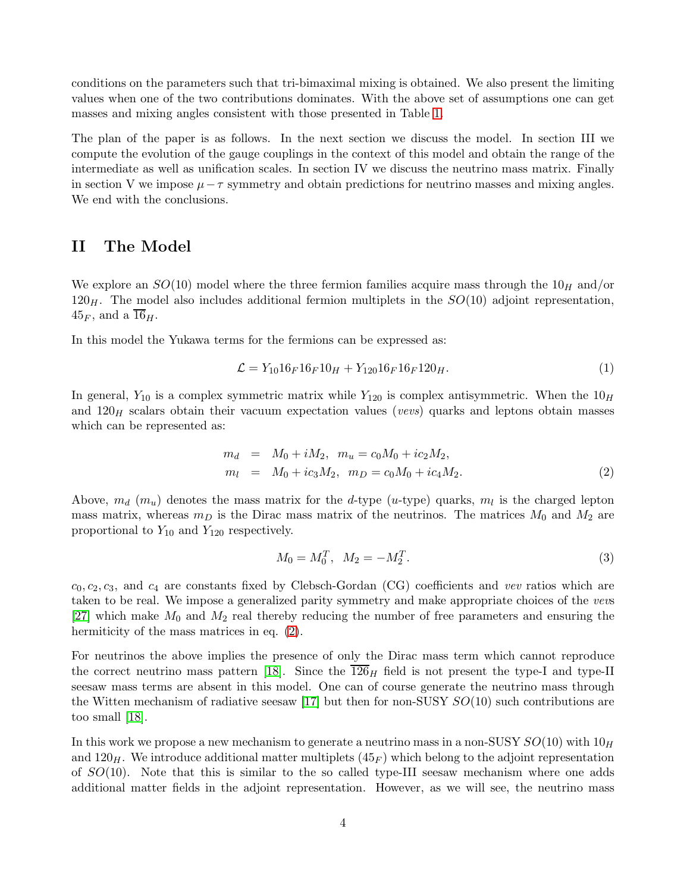conditions on the parameters such that tri-bimaximal mixing is obtained. We also present the limiting values when one of the two contributions dominates. With the above set of assumptions one can get masses and mixing angles consistent with those presented in Table 1.

The plan of the paper is as follows. In the next section we discuss the model. In section III we compute the evolution of the gauge couplings in the context of this model and obtain the range of the intermediate as well as unification scales. In section IV we discuss the neutrino mass matrix. Finally in section V we impose $\mu-\tau$ symmetry and obtain predictions for neutrino masses and mixing angles. We end with the conclusions.

## II The Model

We explore an $SO(10)$ model where the three fermion families acquire mass through the $10_H$ and/or $120_H$. The model also includes additional fermion multiplets in the $SO(10)$ adjoint representation, $45_F$, and a $\overline{16}_H$.

In this model the Yukawa terms for the fermions can be expressed as:

$$\mathcal{L} = Y_{10} 16_F 16_F 10_H + Y_{120} 16_F 16_F 120_H. \tag{1}$$

In general, $Y_{10}$ is a complex symmetric matrix while $Y_{120}$ is complex antisymmetric. When the $10_H$ and $120_H$ scalars obtain their vacuum expectation values (*vevs*) quarks and leptons obtain masses which can be represented as:

$$\begin{aligned} m_d &= M_0 + iM_2, \;\; m_u = c_0 M_0 + ic_2 M_2, \\ m_l &= M_0 + ic_3 M_2, \;\; m_D = c_0 M_0 + ic_4 M_2. \end{aligned} \tag{2}$$

Above, $m_d$ ($m_u$) denotes the mass matrix for the $d$-type ($u$-type) quarks, $m_l$ is the charged lepton mass matrix, whereas $m_D$ is the Dirac mass matrix of the neutrinos. The matrices $M_0$ and $M_2$ are proportional to $Y_{10}$ and $Y_{120}$ respectively.

$$M_0 = M_0^T, \;\; M_2 = -M_2^T. \tag{3}$$

$c_0, c_2, c_3,$ and $c_4$ are constants fixed by Clebsch-Gordan (CG) coefficients and *vev* ratios which are taken to be real. We impose a generalized parity symmetry and make appropriate choices of the *vev*s [27] which make $M_0$ and $M_2$ real thereby reducing the number of free parameters and ensuring the hermiticity of the mass matrices in eq. (2).

For neutrinos the above implies the presence of only the Dirac mass term which cannot reproduce the correct neutrino mass pattern [18]. Since the $\overline{126}_H$ field is not present the type-I and type-II seesaw mass terms are absent in this model. One can of course generate the neutrino mass through the Witten mechanism of radiative seesaw [17] but then for non-SUSY $SO(10)$ such contributions are too small [18].

In this work we propose a new mechanism to generate a neutrino mass in a non-SUSY $SO(10)$ with $10_H$ and $120_H$. We introduce additional matter multiplets ($45_F$) which belong to the adjoint representation of $SO(10)$. Note that this is similar to the so called type-III seesaw mechanism where one adds additional matter fields in the adjoint representation. However, as we will see, the neutrino mass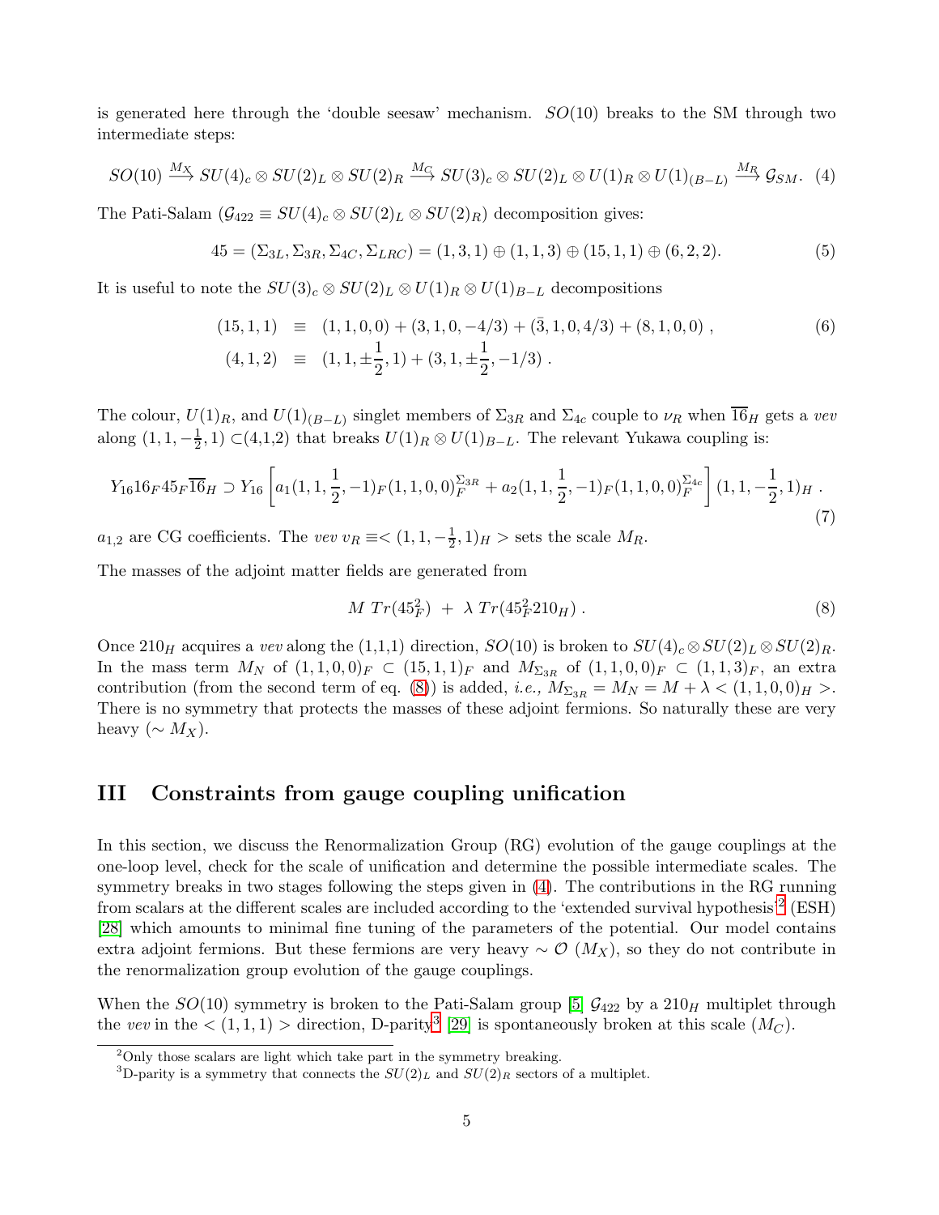is generated here through the 'double seesaw' mechanism. $SO(10)$ breaks to the SM through two intermediate steps:

$$SO(10) \xrightarrow{M_X} SU(4)_c \otimes SU(2)_L \otimes SU(2)_R \xrightarrow{M_C} SU(3)_c \otimes SU(2)_L \otimes U(1)_R \otimes U(1)_{(B-L)} \xrightarrow{M_R} \mathcal{G}_{SM}. \quad (4)$$

The Pati-Salam ($\mathcal{G}_{422} \equiv SU(4)_c \otimes SU(2)_L \otimes SU(2)_R$) decomposition gives:

$$45 = (\Sigma_{3L}, \Sigma_{3R}, \Sigma_{4C}, \Sigma_{LRC}) = (1,3,1) \oplus (1,1,3) \oplus (15,1,1) \oplus (6,2,2). \quad (5)$$

It is useful to note the $SU(3)_c \otimes SU(2)_L \otimes U(1)_R \otimes U(1)_{B-L}$ decompositions

$$\begin{aligned}
(15,1,1) &\equiv (1,1,0,0) + (3,1,0,-4/3) + (\bar{3},1,0,4/3) + (8,1,0,0)\,, \\
(4,1,2) &\equiv (1,1,\pm\frac{1}{2},1) + (3,1,\pm\frac{1}{2},-1/3)\,.
\end{aligned} \quad (6)$$

The colour, $U(1)_R$, and $U(1)_{(B-L)}$ singlet members of $\Sigma_{3R}$ and $\Sigma_{4c}$ couple to $\nu_R$ when $\overline{16}_H$ gets a *vev* along $(1,1,-\frac{1}{2},1) \subset$(4,1,2) that breaks $U(1)_R \otimes U(1)_{B-L}$. The relevant Yukawa coupling is:

$$Y_{16} 16_F 45_F \overline{16}_H \supset Y_{16}\left[a_1 (1,1,\frac{1}{2},-1)_F (1,1,0,0)_F^{\Sigma_{3R}} + a_2 (1,1,\frac{1}{2},-1)_F (1,1,0,0)_F^{\Sigma_{4c}}\right](1,1,-\frac{1}{2},1)_H\,. \quad (7)$$

$a_{1,2}$ are CG coefficients. The *vev* $v_R \equiv <(1,1,-\frac{1}{2},1)_H>$ sets the scale $M_R$.

The masses of the adjoint matter fields are generated from

$$M\; Tr(45_F^2) \;+\; \lambda\; Tr(45_F^2 210_H)\,. \quad (8)$$

Once $210_H$ acquires a *vev* along the (1,1,1) direction, $SO(10)$ is broken to $SU(4)_c \otimes SU(2)_L \otimes SU(2)_R$. In the mass term $M_N$ of $(1,1,0,0)_F \subset (15,1,1)_F$ and $M_{\Sigma_{3R}}$ of $(1,1,0,0)_F \subset (1,1,3)_F$, an extra contribution (from the second term of eq. (8)) is added, *i.e.,* $M_{\Sigma_{3R}} = M_N = M + \lambda < (1,1,0,0)_H >$. There is no symmetry that protects the masses of these adjoint fermions. So naturally these are very heavy ($\sim M_X$).

## III Constraints from gauge coupling unification

In this section, we discuss the Renormalization Group (RG) evolution of the gauge couplings at the one-loop level, check for the scale of unification and determine the possible intermediate scales. The symmetry breaks in two stages following the steps given in (4). The contributions in the RG running from scalars at the different scales are included according to the 'extended survival hypothesis'[2] (ESH) [28] which amounts to minimal fine tuning of the parameters of the potential. Our model contains extra adjoint fermions. But these fermions are very heavy $\sim \mathcal{O}$ ($M_X$), so they do not contribute in the renormalization group evolution of the gauge couplings.

When the $SO(10)$ symmetry is broken to the Pati-Salam group [5] $\mathcal{G}_{422}$ by a $210_H$ multiplet through the *vev* in the $<(1,1,1)>$ direction, D-parity[3] [29] is spontaneously broken at this scale ($M_C$).

[2] Only those scalars are light which take part in the symmetry breaking.

[3] D-parity is a symmetry that connects the $SU(2)_L$ and $SU(2)_R$ sectors of a multiplet.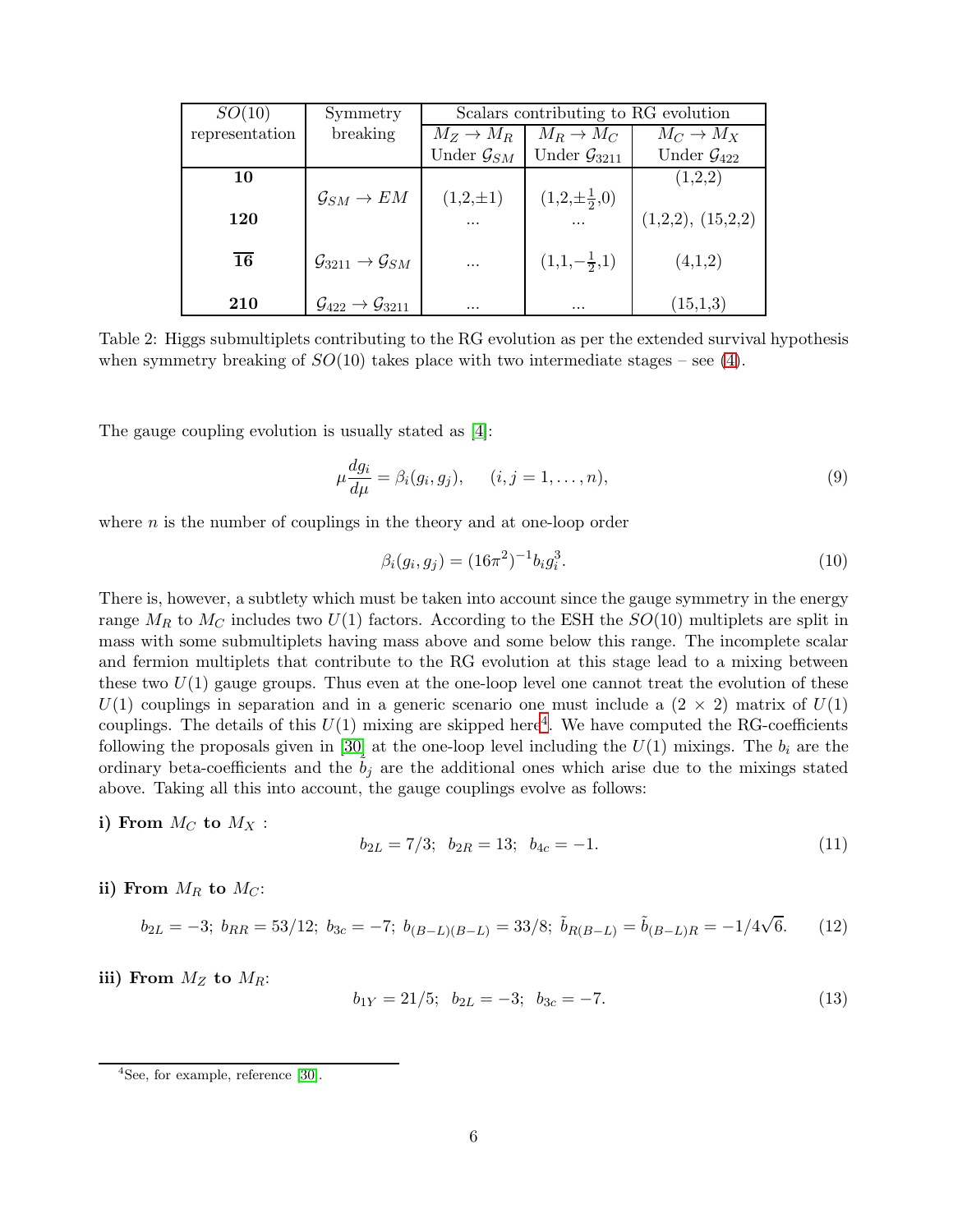| $SO(10)$ representation | Symmetry breaking | Scalars contributing to RG evolution | | |
|---|---|---|---|---|
| | | $M_Z \to M_R$ Under $\mathcal{G}_{SM}$ | $M_R \to M_C$ Under $\mathcal{G}_{3211}$ | $M_C \to M_X$ Under $\mathcal{G}_{422}$ |
| **10** | | | | (1,2,2) |
| | $\mathcal{G}_{SM} \to EM$ | (1,2,$\pm$1) | (1,2,$\pm\frac{1}{2}$,0) | |
| **120** | | ... | ... | (1,2,2), (15,2,2) |
| $\overline{\mathbf{16}}$ | $\mathcal{G}_{3211} \to \mathcal{G}_{SM}$ | ... | (1,1,$-\frac{1}{2}$,1) | (4,1,2) |
| **210** | $\mathcal{G}_{422} \to \mathcal{G}_{3211}$ | ... | ... | (15,1,3) |

Table 2: Higgs submultiplets contributing to the RG evolution as per the extended survival hypothesis when symmetry breaking of $SO(10)$ takes place with two intermediate stages – see (4).

The gauge coupling evolution is usually stated as [4]:

$$\mu \frac{dg_i}{d\mu} = \beta_i(g_i, g_j), \qquad (i, j = 1, \ldots, n), \tag{9}$$

where $n$ is the number of couplings in the theory and at one-loop order

$$\beta_i(g_i, g_j) = (16\pi^2)^{-1} b_i g_i^3. \tag{10}$$

There is, however, a subtlety which must be taken into account since the gauge symmetry in the energy range $M_R$ to $M_C$ includes two $U(1)$ factors. According to the ESH the $SO(10)$ multiplets are split in mass with some submultiplets having mass above and some below this range. The incomplete scalar and fermion multiplets that contribute to the RG evolution at this stage lead to a mixing between these two $U(1)$ gauge groups. Thus even at the one-loop level one cannot treat the evolution of these $U(1)$ couplings in separation and in a generic scenario one must include a $(2 \times 2)$ matrix of $U(1)$ couplings. The details of this $U(1)$ mixing are skipped here[4]. We have computed the RG-coefficients following the proposals given in [30] at the one-loop level including the $U(1)$ mixings. The $b_i$ are the ordinary beta-coefficients and the $\tilde{b}_j$ are the additional ones which arise due to the mixings stated above. Taking all this into account, the gauge couplings evolve as follows:

**i) From $M_C$ to $M_X$ :**

$$b_{2L} = 7/3; \;\; b_{2R} = 13; \;\; b_{4c} = -1. \tag{11}$$

**ii) From $M_R$ to $M_C$:**

$$b_{2L} = -3; \; b_{RR} = 53/12; \; b_{3c} = -7; \; b_{(B-L)(B-L)} = 33/8; \; \tilde{b}_{R(B-L)} = \tilde{b}_{(B-L)R} = -1/4\sqrt{6}. \tag{12}$$

**iii) From $M_Z$ to $M_R$:**

$$b_{1Y} = 21/5; \;\; b_{2L} = -3; \;\; b_{3c} = -7. \tag{13}$$

[4]See, for example, reference [30].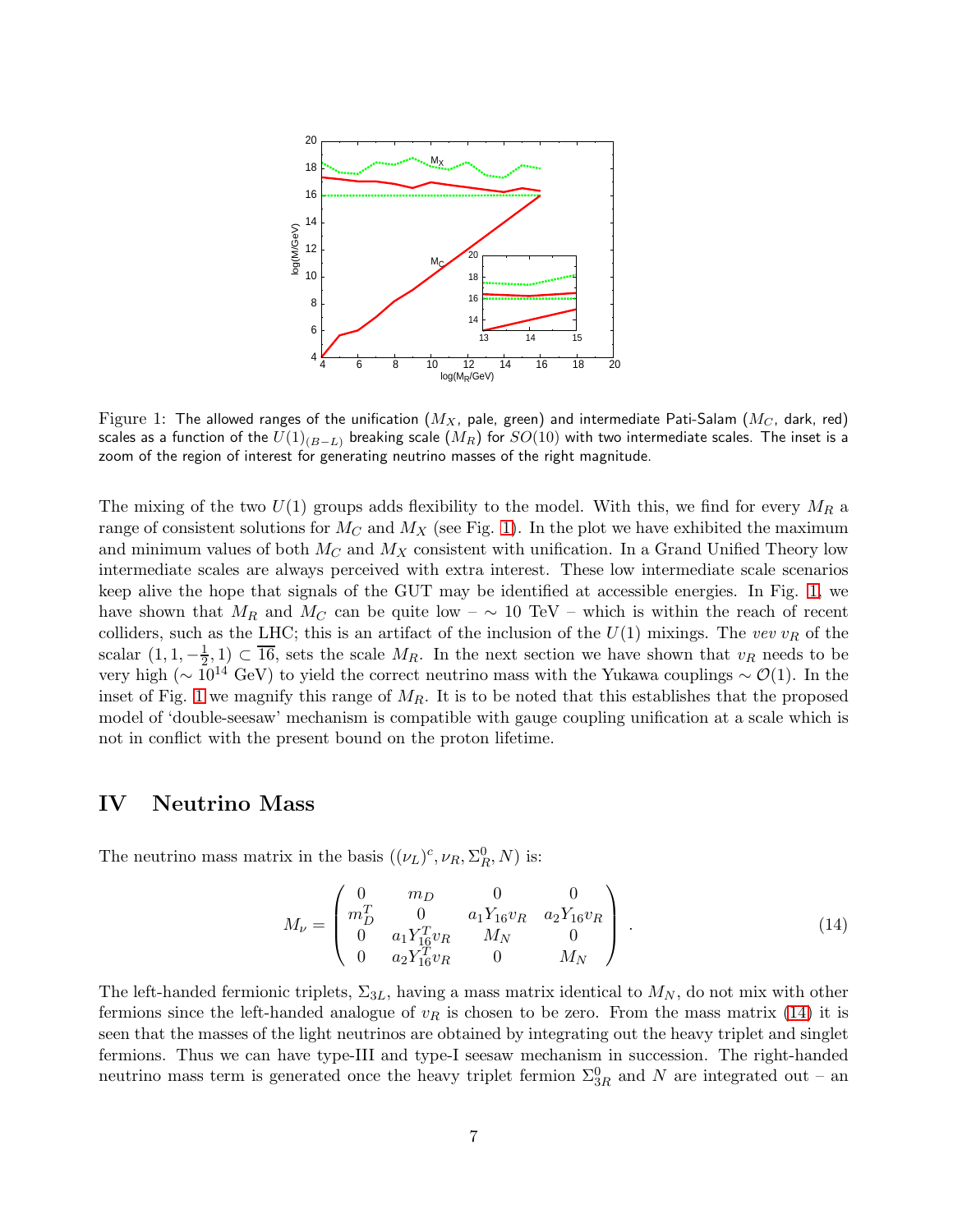Figure 1: The allowed ranges of the unification ($M_X$, pale, green) and intermediate Pati-Salam ($M_C$, dark, red) scales as a function of the $U(1)_{(B-L)}$ breaking scale ($M_R$) for $SO(10)$ with two intermediate scales. The inset is a zoom of the region of interest for generating neutrino masses of the right magnitude.

The mixing of the two $U(1)$ groups adds flexibility to the model. With this, we find for every $M_R$ a range of consistent solutions for $M_C$ and $M_X$ (see Fig. 1). In the plot we have exhibited the maximum and minimum values of both $M_C$ and $M_X$ consistent with unification. In a Grand Unified Theory low intermediate scales are always perceived with extra interest. These low intermediate scale scenarios keep alive the hope that signals of the GUT may be identified at accessible energies. In Fig. 1, we have shown that $M_R$ and $M_C$ can be quite low – $\sim$ 10 TeV – which is within the reach of recent colliders, such as the LHC; this is an artifact of the inclusion of the $U(1)$ mixings. The *vev* $v_R$ of the scalar $(1, 1, -\frac{1}{2}, 1) \subset \overline{16}$, sets the scale $M_R$. In the next section we have shown that $v_R$ needs to be very high ($\sim 10^{14}$ GeV) to yield the correct neutrino mass with the Yukawa couplings $\sim \mathcal{O}(1)$. In the inset of Fig. 1 we magnify this range of $M_R$. It is to be noted that this establishes that the proposed model of 'double-seesaw' mechanism is compatible with gauge coupling unification at a scale which is not in conflict with the present bound on the proton lifetime.

# IV Neutrino Mass

The neutrino mass matrix in the basis $((\nu_L)^c, \nu_R, \Sigma^0_R, N)$ is:

$$M_\nu = \begin{pmatrix} 0 & m_D & 0 & 0 \\ m_D^T & 0 & a_1 Y_{16} v_R & a_2 Y_{16} v_R \\ 0 & a_1 Y_{16}^T v_R & M_N & 0 \\ 0 & a_2 Y_{16}^T v_R & 0 & M_N \end{pmatrix} . \tag{14}$$

The left-handed fermionic triplets, $\Sigma_{3L}$, having a mass matrix identical to $M_N$, do not mix with other fermions since the left-handed analogue of $v_R$ is chosen to be zero. From the mass matrix (14) it is seen that the masses of the light neutrinos are obtained by integrating out the heavy triplet and singlet fermions. Thus we can have type-III and type-I seesaw mechanism in succession. The right-handed neutrino mass term is generated once the heavy triplet fermion $\Sigma^0_{3R}$ and $N$ are integrated out – an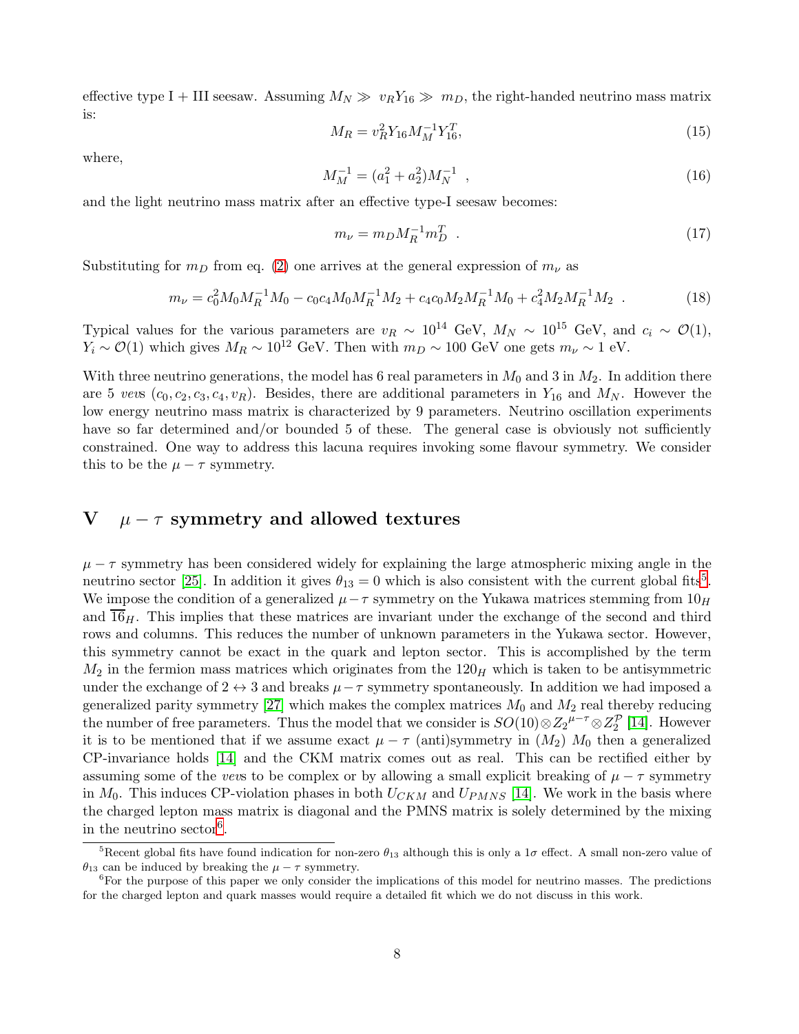effective type I + III seesaw. Assuming $M_N \gg v_R Y_{16} \gg m_D$, the right-handed neutrino mass matrix is:

$$M_R = v_R^2 Y_{16} M_M^{-1} Y_{16}^T, \tag{15}$$

where,

$$M_M^{-1} = (a_1^2 + a_2^2) M_N^{-1} \ , \tag{16}$$

and the light neutrino mass matrix after an effective type-I seesaw becomes:

$$m_\nu = m_D M_R^{-1} m_D^T \ . \tag{17}$$

Substituting for $m_D$ from eq. (2) one arrives at the general expression of $m_\nu$ as

$$m_\nu = c_0^2 M_0 M_R^{-1} M_0 - c_0 c_4 M_0 M_R^{-1} M_2 + c_4 c_0 M_2 M_R^{-1} M_0 + c_4^2 M_2 M_R^{-1} M_2 \ . \tag{18}$$

Typical values for the various parameters are $v_R \sim 10^{14}$ GeV, $M_N \sim 10^{15}$ GeV, and $c_i \sim \mathcal{O}(1)$, $Y_i \sim \mathcal{O}(1)$ which gives $M_R \sim 10^{12}$ GeV. Then with $m_D \sim 100$ GeV one gets $m_\nu \sim 1$ eV.

With three neutrino generations, the model has 6 real parameters in $M_0$ and 3 in $M_2$. In addition there are 5 *vev*s $(c_0, c_2, c_3, c_4, v_R)$. Besides, there are additional parameters in $Y_{16}$ and $M_N$. However the low energy neutrino mass matrix is characterized by 9 parameters. Neutrino oscillation experiments have so far determined and/or bounded 5 of these. The general case is obviously not sufficiently constrained. One way to address this lacuna requires invoking some flavour symmetry. We consider this to be the $\mu - \tau$ symmetry.

## V $\mu - \tau$ symmetry and allowed textures

$\mu - \tau$ symmetry has been considered widely for explaining the large atmospheric mixing angle in the neutrino sector [25]. In addition it gives $\theta_{13} = 0$ which is also consistent with the current global fits[5]. We impose the condition of a generalized $\mu - \tau$ symmetry on the Yukawa matrices stemming from $10_H$ and $\overline{16}_H$. This implies that these matrices are invariant under the exchange of the second and third rows and columns. This reduces the number of unknown parameters in the Yukawa sector. However, this symmetry cannot be exact in the quark and lepton sector. This is accomplished by the term $M_2$ in the fermion mass matrices which originates from the $120_H$ which is taken to be antisymmetric under the exchange of $2 \leftrightarrow 3$ and breaks $\mu - \tau$ symmetry spontaneously. In addition we had imposed a generalized parity symmetry [27] which makes the complex matrices $M_0$ and $M_2$ real thereby reducing the number of free parameters. Thus the model that we consider is $SO(10) \otimes Z_2^{\mu-\tau} \otimes Z_2^{\mathcal{P}}$ [14]. However it is to be mentioned that if we assume exact $\mu - \tau$ (anti)symmetry in ($M_2$) $M_0$ then a generalized CP-invariance holds [14] and the CKM matrix comes out as real. This can be rectified either by assuming some of the *vev*s to be complex or by allowing a small explicit breaking of $\mu - \tau$ symmetry in $M_0$. This induces CP-violation phases in both $U_{CKM}$ and $U_{PMNS}$ [14]. We work in the basis where the charged lepton mass matrix is diagonal and the PMNS matrix is solely determined by the mixing in the neutrino sector[6].

[5] Recent global fits have found indication for non-zero $\theta_{13}$ although this is only a $1\sigma$ effect. A small non-zero value of $\theta_{13}$ can be induced by breaking the $\mu - \tau$ symmetry.

[6] For the purpose of this paper we only consider the implications of this model for neutrino masses. The predictions for the charged lepton and quark masses would require a detailed fit which we do not discuss in this work.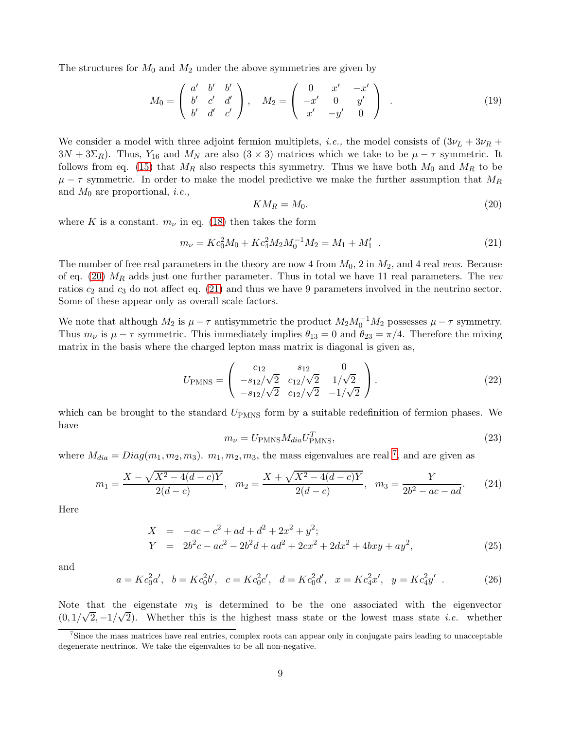The structures for $M_0$ and $M_2$ under the above symmetries are given by

$$M_0 = \begin{pmatrix} a' & b' & b' \\ b' & c' & d' \\ b' & d' & c' \end{pmatrix}, \quad M_2 = \begin{pmatrix} 0 & x' & -x' \\ -x' & 0 & y' \\ x' & -y' & 0 \end{pmatrix} \quad . \tag{19}$$

We consider a model with three adjoint fermion multiplets, *i.e.,* the model consists of $(3\nu_L + 3\nu_R + 3N + 3\Sigma_R)$. Thus, $Y_{16}$ and $M_N$ are also $(3 \times 3)$ matrices which we take to be $\mu - \tau$ symmetric. It follows from eq. (15) that $M_R$ also respects this symmetry. Thus we have both $M_0$ and $M_R$ to be $\mu - \tau$ symmetric. In order to make the model predictive we make the further assumption that $M_R$ and $M_0$ are proportional, *i.e.,*

$$KM_R = M_0. \tag{20}$$

where $K$ is a constant. $m_\nu$ in eq. (18) then takes the form

$$m_\nu = Kc_0^2 M_0 + Kc_4^2 M_2 M_0^{-1} M_2 = M_1 + M_1' \ . \tag{21}$$

The number of free real parameters in the theory are now 4 from $M_0$, 2 in $M_2$, and 4 real *vevs*. Because of eq. (20) $M_R$ adds just one further parameter. Thus in total we have 11 real parameters. The *vev* ratios $c_2$ and $c_3$ do not affect eq. (21) and thus we have 9 parameters involved in the neutrino sector. Some of these appear only as overall scale factors.

We note that although $M_2$ is $\mu - \tau$ antisymmetric the product $M_2 M_0^{-1} M_2$ possesses $\mu - \tau$ symmetry. Thus $m_\nu$ is $\mu - \tau$ symmetric. This immediately implies $\theta_{13} = 0$ and $\theta_{23} = \pi/4$. Therefore the mixing matrix in the basis where the charged lepton mass matrix is diagonal is given as,

$$U_{\rm PMNS} = \begin{pmatrix} c_{12} & s_{12} & 0 \\ -s_{12}/\sqrt{2} & c_{12}/\sqrt{2} & 1/\sqrt{2} \\ -s_{12}/\sqrt{2} & c_{12}/\sqrt{2} & -1/\sqrt{2} \end{pmatrix}. \tag{22}$$

which can be brought to the standard $U_{\rm PMNS}$ form by a suitable redefinition of fermion phases. We have

$$m_\nu = U_{\rm PMNS} M_{dia} U_{\rm PMNS}^T, \tag{23}$$

where $M_{dia} = Diag(m_1, m_2, m_3)$. $m_1, m_2, m_3$, the mass eigenvalues are real [7], and are given as

$$m_1 = \frac{X - \sqrt{X^2 - 4(d-c)Y}}{2(d-c)}, \quad m_2 = \frac{X + \sqrt{X^2 - 4(d-c)Y}}{2(d-c)}, \quad m_3 = \frac{Y}{2b^2 - ac - ad}. \tag{24}$$

Here

$$\begin{aligned} X &= -ac - c^2 + ad + d^2 + 2x^2 + y^2; \\ Y &= 2b^2c - ac^2 - 2b^2d + ad^2 + 2cx^2 + 2dx^2 + 4bxy + ay^2, \end{aligned} \tag{25}$$

and

$$a = Kc_0^2 a', \quad b = Kc_0^2 b', \quad c = Kc_0^2 c', \quad d = Kc_0^2 d', \quad x = Kc_4^2 x', \quad y = Kc_4^2 y' \ . \tag{26}$$

Note that the eigenstate $m_3$ is determined to be the one associated with the eigenvector $(0, 1/\sqrt{2}, -1/\sqrt{2})$. Whether this is the highest mass state or the lowest mass state *i.e.* whether

[7] Since the mass matrices have real entries, complex roots can appear only in conjugate pairs leading to unacceptable degenerate neutrinos. We take the eigenvalues to be all non-negative.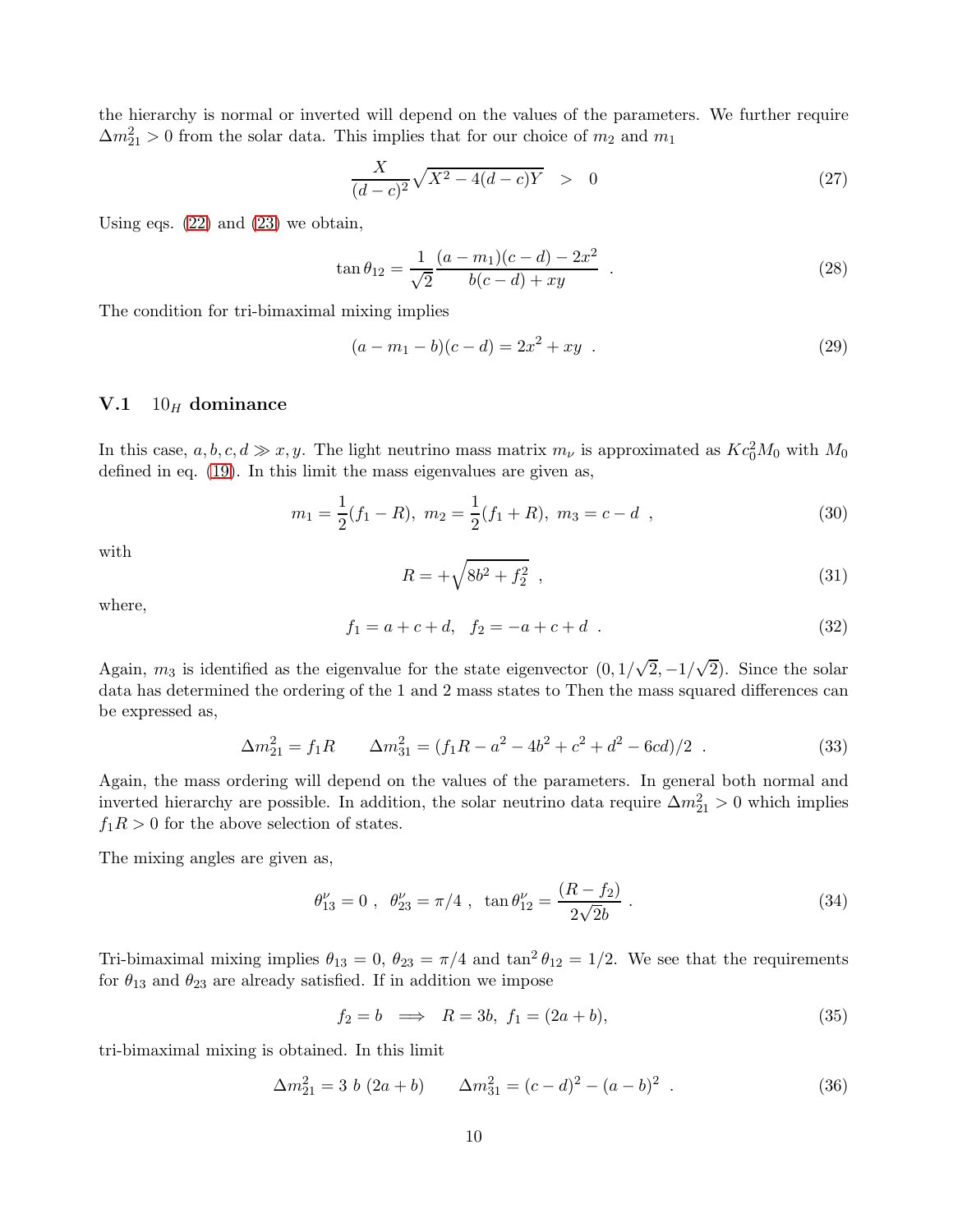the hierarchy is normal or inverted will depend on the values of the parameters. We further require $\Delta m^2_{21} > 0$ from the solar data. This implies that for our choice of $m_2$ and $m_1$

$$\frac{X}{(d-c)^2}\sqrt{X^2 - 4(d-c)Y} \quad > \quad 0 \tag{27}$$

Using eqs. (22) and (23) we obtain,

$$\tan\theta_{12} = \frac{1}{\sqrt{2}}\frac{(a-m_1)(c-d) - 2x^2}{b(c-d) + xy} \quad . \tag{28}$$

The condition for tri-bimaximal mixing implies

$$(a - m_1 - b)(c-d) = 2x^2 + xy \quad . \tag{29}$$

## V.1 $10_H$ dominance

In this case, $a, b, c, d \gg x, y$. The light neutrino mass matrix $m_\nu$ is approximated as $Kc_0^2 M_0$ with $M_0$ defined in eq. (19). In this limit the mass eigenvalues are given as,

$$m_1 = \frac{1}{2}(f_1 - R), \ m_2 = \frac{1}{2}(f_1 + R), \ m_3 = c - d \ , \tag{30}$$

with

$$R = +\sqrt{8b^2 + f_2^2} \ , \tag{31}$$

where,

$$f_1 = a + c + d, \quad f_2 = -a + c + d \ . \tag{32}$$

Again, $m_3$ is identified as the eigenvalue for the state eigenvector $(0, 1/\sqrt{2}, -1/\sqrt{2})$. Since the solar data has determined the ordering of the 1 and 2 mass states to Then the mass squared differences can be expressed as,

$$\Delta m^2_{21} = f_1 R \qquad \Delta m^2_{31} = (f_1 R - a^2 - 4b^2 + c^2 + d^2 - 6cd)/2 \ . \tag{33}$$

Again, the mass ordering will depend on the values of the parameters. In general both normal and inverted hierarchy are possible. In addition, the solar neutrino data require $\Delta m^2_{21} > 0$ which implies $f_1 R > 0$ for the above selection of states.

The mixing angles are given as,

$$\theta^\nu_{13} = 0 \ , \ \ \theta^\nu_{23} = \pi/4 \ , \ \ \tan\theta^\nu_{12} = \frac{(R - f_2)}{2\sqrt{2}b} \ . \tag{34}$$

Tri-bimaximal mixing implies $\theta_{13} = 0$, $\theta_{23} = \pi/4$ and $\tan^2\theta_{12} = 1/2$. We see that the requirements for $\theta_{13}$ and $\theta_{23}$ are already satisfied. If in addition we impose

$$f_2 = b \implies R = 3b, \ f_1 = (2a + b), \tag{35}$$

tri-bimaximal mixing is obtained. In this limit

$$\Delta m^2_{21} = 3 \ b \ (2a + b) \qquad \Delta m^2_{31} = (c-d)^2 - (a-b)^2 \ . \tag{36}$$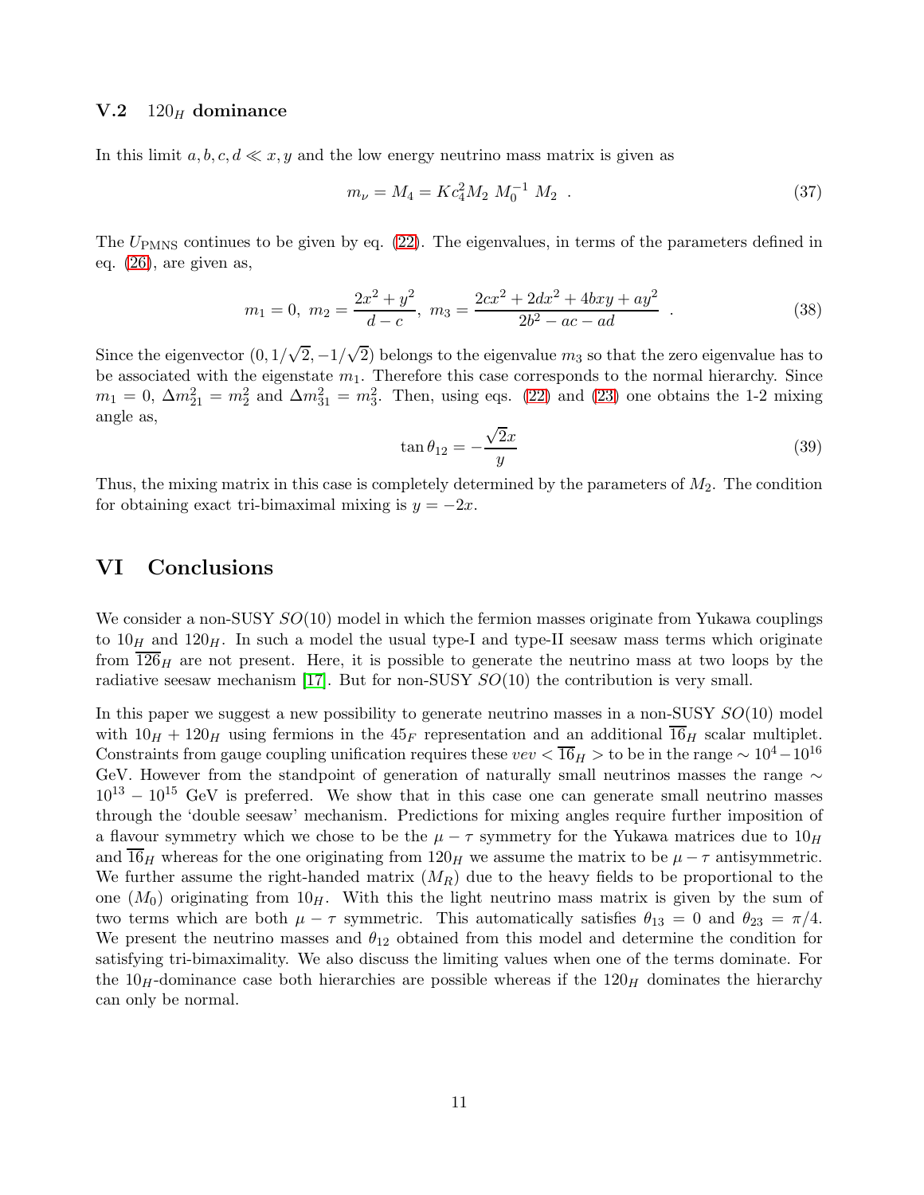### V.2 $120_H$ dominance

In this limit $a, b, c, d \ll x, y$ and the low energy neutrino mass matrix is given as

$$m_\nu = M_4 = K c_4^2 M_2 \; M_0^{-1} \; M_2 \ . \tag{37}$$

The $U_{\rm PMNS}$ continues to be given by eq. (22). The eigenvalues, in terms of the parameters defined in eq. (26), are given as,

$$m_1 = 0, \ m_2 = \frac{2x^2 + y^2}{d - c}, \ m_3 = \frac{2cx^2 + 2dx^2 + 4bxy + ay^2}{2b^2 - ac - ad} \ . \tag{38}$$

Since the eigenvector $(0, 1/\sqrt{2}, -1/\sqrt{2})$ belongs to the eigenvalue $m_3$ so that the zero eigenvalue has to be associated with the eigenstate $m_1$. Therefore this case corresponds to the normal hierarchy. Since $m_1 = 0$, $\Delta m_{21}^2 = m_2^2$ and $\Delta m_{31}^2 = m_3^2$. Then, using eqs. (22) and (23) one obtains the 1-2 mixing angle as,

$$\tan\theta_{12} = -\frac{\sqrt{2}x}{y} \tag{39}$$

Thus, the mixing matrix in this case is completely determined by the parameters of $M_2$. The condition for obtaining exact tri-bimaximal mixing is $y = -2x$.

## VI Conclusions

We consider a non-SUSY $SO(10)$ model in which the fermion masses originate from Yukawa couplings to $10_H$ and $120_H$. In such a model the usual type-I and type-II seesaw mass terms which originate from $\overline{126}_H$ are not present. Here, it is possible to generate the neutrino mass at two loops by the radiative seesaw mechanism [17]. But for non-SUSY $SO(10)$ the contribution is very small.

In this paper we suggest a new possibility to generate neutrino masses in a non-SUSY $SO(10)$ model with $10_H + 120_H$ using fermions in the $45_F$ representation and an additional $\overline{16}_H$ scalar multiplet. Constraints from gauge coupling unification requires these *vev* $< \overline{16}_H >$ to be in the range $\sim 10^4 - 10^{16}$ GeV. However from the standpoint of generation of naturally small neutrinos masses the range $\sim 10^{13} - 10^{15}$ GeV is preferred. We show that in this case one can generate small neutrino masses through the 'double seesaw' mechanism. Predictions for mixing angles require further imposition of a flavour symmetry which we chose to be the $\mu - \tau$ symmetry for the Yukawa matrices due to $10_H$ and $\overline{16}_H$ whereas for the one originating from $120_H$ we assume the matrix to be $\mu - \tau$ antisymmetric. We further assume the right-handed matrix ($M_R$) due to the heavy fields to be proportional to the one ($M_0$) originating from $10_H$. With this the light neutrino mass matrix is given by the sum of two terms which are both $\mu - \tau$ symmetric. This automatically satisfies $\theta_{13} = 0$ and $\theta_{23} = \pi/4$. We present the neutrino masses and $\theta_{12}$ obtained from this model and determine the condition for satisfying tri-bimaximality. We also discuss the limiting values when one of the terms dominate. For the $10_H$-dominance case both hierarchies are possible whereas if the $120_H$ dominates the hierarchy can only be normal.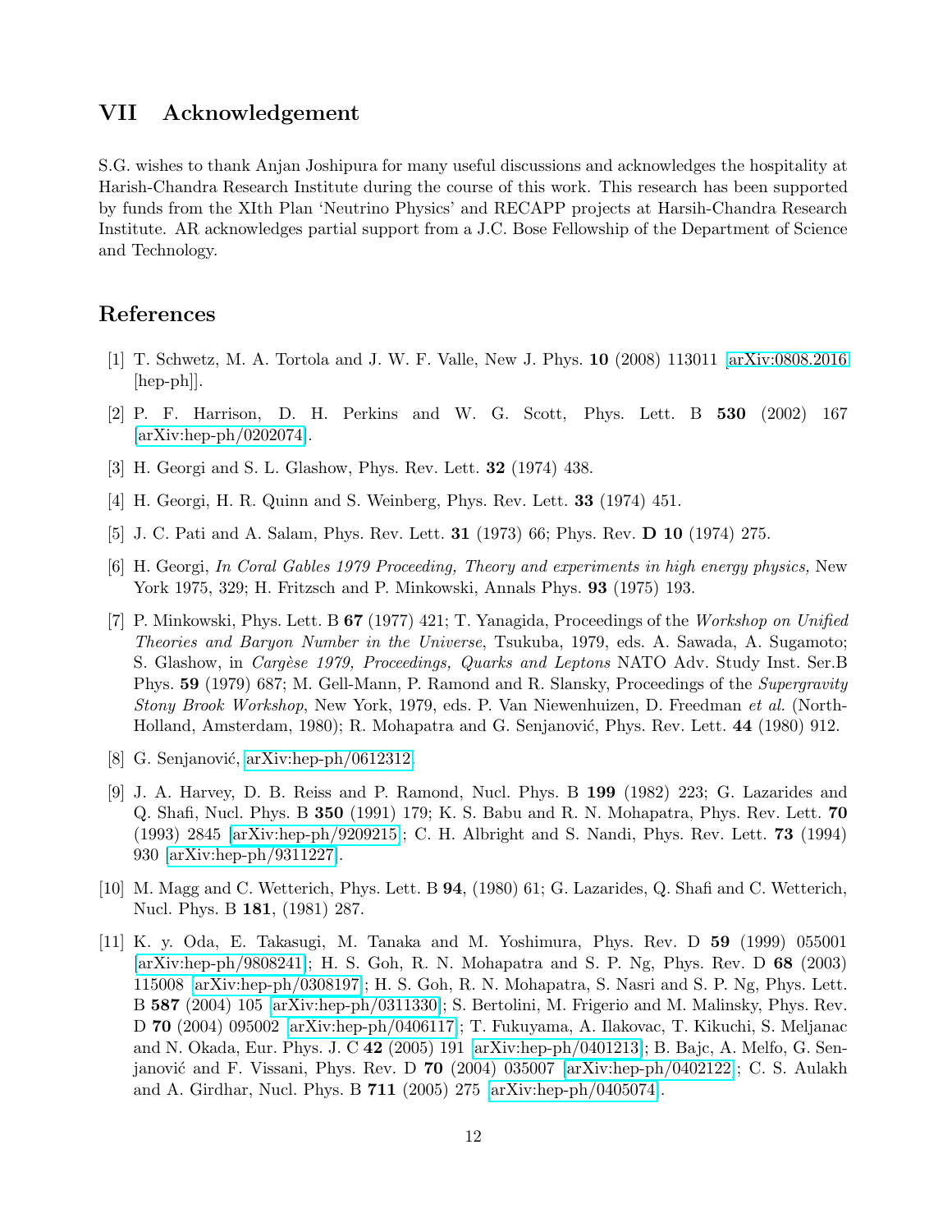## VII Acknowledgement

S.G. wishes to thank Anjan Joshipura for many useful discussions and acknowledges the hospitality at Harish-Chandra Research Institute during the course of this work. This research has been supported by funds from the XIth Plan 'Neutrino Physics' and RECAPP projects at Harsih-Chandra Research Institute. AR acknowledges partial support from a J.C. Bose Fellowship of the Department of Science and Technology.

## References

[1] T. Schwetz, M. A. Tortola and J. W. F. Valle, New J. Phys. **10** (2008) 113011 [arXiv:0808.2016 [hep-ph]].

[2] P. F. Harrison, D. H. Perkins and W. G. Scott, Phys. Lett. B **530** (2002) 167 [arXiv:hep-ph/0202074].

[3] H. Georgi and S. L. Glashow, Phys. Rev. Lett. **32** (1974) 438.

[4] H. Georgi, H. R. Quinn and S. Weinberg, Phys. Rev. Lett. **33** (1974) 451.

[5] J. C. Pati and A. Salam, Phys. Rev. Lett. **31** (1973) 66; Phys. Rev. **D 10** (1974) 275.

[6] H. Georgi, *In Coral Gables 1979 Proceeding, Theory and experiments in high energy physics,* New York 1975, 329; H. Fritzsch and P. Minkowski, Annals Phys. **93** (1975) 193.

[7] P. Minkowski, Phys. Lett. B **67** (1977) 421; T. Yanagida, Proceedings of the *Workshop on Unified Theories and Baryon Number in the Universe*, Tsukuba, 1979, eds. A. Sawada, A. Sugamoto; S. Glashow, in *Cargèse 1979, Proceedings, Quarks and Leptons* NATO Adv. Study Inst. Ser.B Phys. **59** (1979) 687; M. Gell-Mann, P. Ramond and R. Slansky, Proceedings of the *Supergravity Stony Brook Workshop*, New York, 1979, eds. P. Van Niewenhuizen, D. Freedman *et al.* (North-Holland, Amsterdam, 1980); R. Mohapatra and G. Senjanović, Phys. Rev. Lett. **44** (1980) 912.

[8] G. Senjanović, arXiv:hep-ph/0612312.

[9] J. A. Harvey, D. B. Reiss and P. Ramond, Nucl. Phys. B **199** (1982) 223; G. Lazarides and Q. Shafi, Nucl. Phys. B **350** (1991) 179; K. S. Babu and R. N. Mohapatra, Phys. Rev. Lett. **70** (1993) 2845 [arXiv:hep-ph/9209215]; C. H. Albright and S. Nandi, Phys. Rev. Lett. **73** (1994) 930 [arXiv:hep-ph/9311227].

[10] M. Magg and C. Wetterich, Phys. Lett. B **94**, (1980) 61; G. Lazarides, Q. Shafi and C. Wetterich, Nucl. Phys. B **181**, (1981) 287.

[11] K. y. Oda, E. Takasugi, M. Tanaka and M. Yoshimura, Phys. Rev. D **59** (1999) 055001 [arXiv:hep-ph/9808241]; H. S. Goh, R. N. Mohapatra and S. P. Ng, Phys. Rev. D **68** (2003) 115008 [arXiv:hep-ph/0308197]; H. S. Goh, R. N. Mohapatra, S. Nasri and S. P. Ng, Phys. Lett. B **587** (2004) 105 [arXiv:hep-ph/0311330]; S. Bertolini, M. Frigerio and M. Malinsky, Phys. Rev. D **70** (2004) 095002 [arXiv:hep-ph/0406117]; T. Fukuyama, A. Ilakovac, T. Kikuchi, S. Meljanac and N. Okada, Eur. Phys. J. C **42** (2005) 191 [arXiv:hep-ph/0401213]; B. Bajc, A. Melfo, G. Senjanović and F. Vissani, Phys. Rev. D **70** (2004) 035007 [arXiv:hep-ph/0402122]; C. S. Aulakh and A. Girdhar, Nucl. Phys. B **711** (2005) 275 [arXiv:hep-ph/0405074].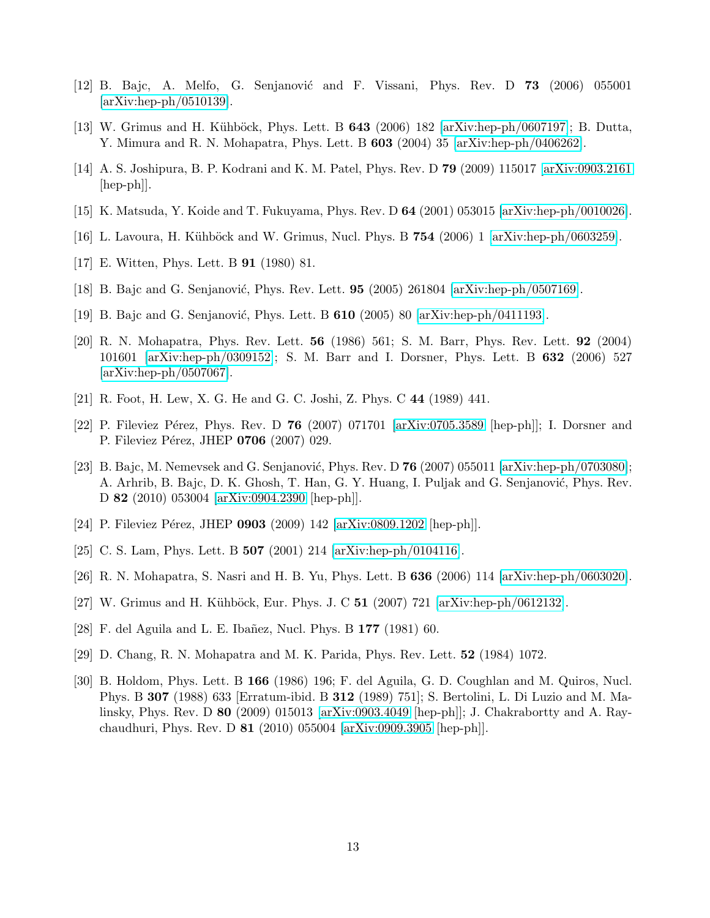[12] B. Bajc, A. Melfo, G. Senjanović and F. Vissani, Phys. Rev. D **73** (2006) 055001 [arXiv:hep-ph/0510139].

[13] W. Grimus and H. Kühböck, Phys. Lett. B **643** (2006) 182 [arXiv:hep-ph/0607197]; B. Dutta, Y. Mimura and R. N. Mohapatra, Phys. Lett. B **603** (2004) 35 [arXiv:hep-ph/0406262].

[14] A. S. Joshipura, B. P. Kodrani and K. M. Patel, Phys. Rev. D **79** (2009) 115017 [arXiv:0903.2161 [hep-ph]].

[15] K. Matsuda, Y. Koide and T. Fukuyama, Phys. Rev. D **64** (2001) 053015 [arXiv:hep-ph/0010026].

[16] L. Lavoura, H. Kühböck and W. Grimus, Nucl. Phys. B **754** (2006) 1 [arXiv:hep-ph/0603259].

[17] E. Witten, Phys. Lett. B **91** (1980) 81.

[18] B. Bajc and G. Senjanović, Phys. Rev. Lett. **95** (2005) 261804 [arXiv:hep-ph/0507169].

[19] B. Bajc and G. Senjanović, Phys. Lett. B **610** (2005) 80 [arXiv:hep-ph/0411193].

[20] R. N. Mohapatra, Phys. Rev. Lett. **56** (1986) 561; S. M. Barr, Phys. Rev. Lett. **92** (2004) 101601 [arXiv:hep-ph/0309152]; S. M. Barr and I. Dorsner, Phys. Lett. B **632** (2006) 527 [arXiv:hep-ph/0507067].

[21] R. Foot, H. Lew, X. G. He and G. C. Joshi, Z. Phys. C **44** (1989) 441.

[22] P. Fileviez Pérez, Phys. Rev. D **76** (2007) 071701 [arXiv:0705.3589 [hep-ph]]; I. Dorsner and P. Fileviez Pérez, JHEP **0706** (2007) 029.

[23] B. Bajc, M. Nemevsek and G. Senjanović, Phys. Rev. D **76** (2007) 055011 [arXiv:hep-ph/0703080]; A. Arhrib, B. Bajc, D. K. Ghosh, T. Han, G. Y. Huang, I. Puljak and G. Senjanović, Phys. Rev. D **82** (2010) 053004 [arXiv:0904.2390 [hep-ph]].

[24] P. Fileviez Pérez, JHEP **0903** (2009) 142 [arXiv:0809.1202 [hep-ph]].

[25] C. S. Lam, Phys. Lett. B **507** (2001) 214 [arXiv:hep-ph/0104116].

[26] R. N. Mohapatra, S. Nasri and H. B. Yu, Phys. Lett. B **636** (2006) 114 [arXiv:hep-ph/0603020].

[27] W. Grimus and H. Kühböck, Eur. Phys. J. C **51** (2007) 721 [arXiv:hep-ph/0612132].

[28] F. del Aguila and L. E. Ibañez, Nucl. Phys. B **177** (1981) 60.

[29] D. Chang, R. N. Mohapatra and M. K. Parida, Phys. Rev. Lett. **52** (1984) 1072.

[30] B. Holdom, Phys. Lett. B **166** (1986) 196; F. del Aguila, G. D. Coughlan and M. Quiros, Nucl. Phys. B **307** (1988) 633 [Erratum-ibid. B **312** (1989) 751]; S. Bertolini, L. Di Luzio and M. Malinsky, Phys. Rev. D **80** (2009) 015013 [arXiv:0903.4049 [hep-ph]]; J. Chakrabortty and A. Raychaudhuri, Phys. Rev. D **81** (2010) 055004 [arXiv:0909.3905 [hep-ph]].